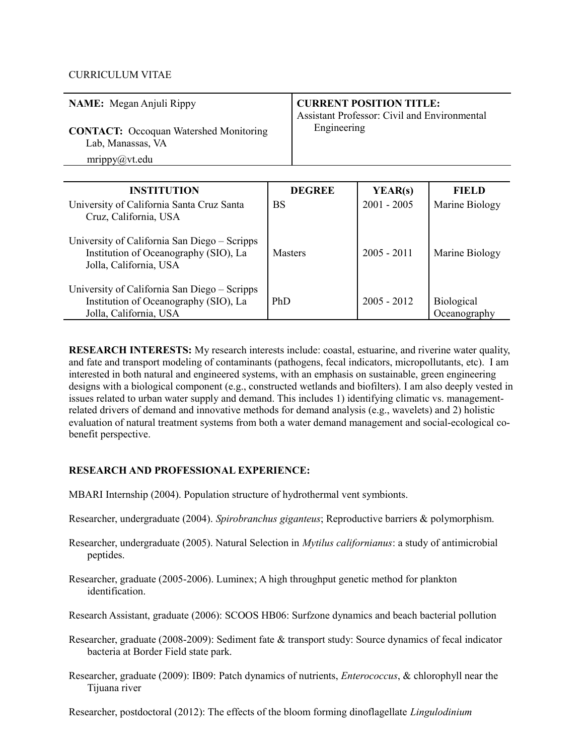CURRICULUM VITAE

| **NAME:** Megan Anjuli Rippy<br><br>**CONTACT:** Occoquan Watershed Monitoring Lab, Manassas, VA<br>mrippy@vt.edu | **CURRENT POSITION TITLE:**<br>Assistant Professor: Civil and Environmental Engineering |
|---|---|

| INSTITUTION | DEGREE | YEAR(s) | FIELD |
|---|---|---|---|
| University of California Santa Cruz Santa Cruz, California, USA | BS | 2001 - 2005 | Marine Biology |
| University of California San Diego – Scripps Institution of Oceanography (SIO), La Jolla, California, USA | Masters | 2005 - 2011 | Marine Biology |
| University of California San Diego – Scripps Institution of Oceanography (SIO), La Jolla, California, USA | PhD | 2005 - 2012 | Biological Oceanography |

**RESEARCH INTERESTS:** My research interests include: coastal, estuarine, and riverine water quality, and fate and transport modeling of contaminants (pathogens, fecal indicators, micropollutants, etc). I am interested in both natural and engineered systems, with an emphasis on sustainable, green engineering designs with a biological component (e.g., constructed wetlands and biofilters). I am also deeply vested in issues related to urban water supply and demand. This includes 1) identifying climatic vs. management-related drivers of demand and innovative methods for demand analysis (e.g., wavelets) and 2) holistic evaluation of natural treatment systems from both a water demand management and social-ecological co-benefit perspective.

**RESEARCH AND PROFESSIONAL EXPERIENCE:**

MBARI Internship (2004). Population structure of hydrothermal vent symbionts.

Researcher, undergraduate (2004). *Spirobranchus giganteus*; Reproductive barriers & polymorphism.

Researcher, undergraduate (2005). Natural Selection in *Mytilus californianus*: a study of antimicrobial peptides.

Researcher, graduate (2005-2006). Luminex; A high throughput genetic method for plankton identification.

Research Assistant, graduate (2006): SCOOS HB06: Surfzone dynamics and beach bacterial pollution

Researcher, graduate (2008-2009): Sediment fate & transport study: Source dynamics of fecal indicator bacteria at Border Field state park.

Researcher, graduate (2009): IB09: Patch dynamics of nutrients, *Enterococcus*, & chlorophyll near the Tijuana river

Researcher, postdoctoral (2012): The effects of the bloom forming dinoflagellate *Lingulodinium*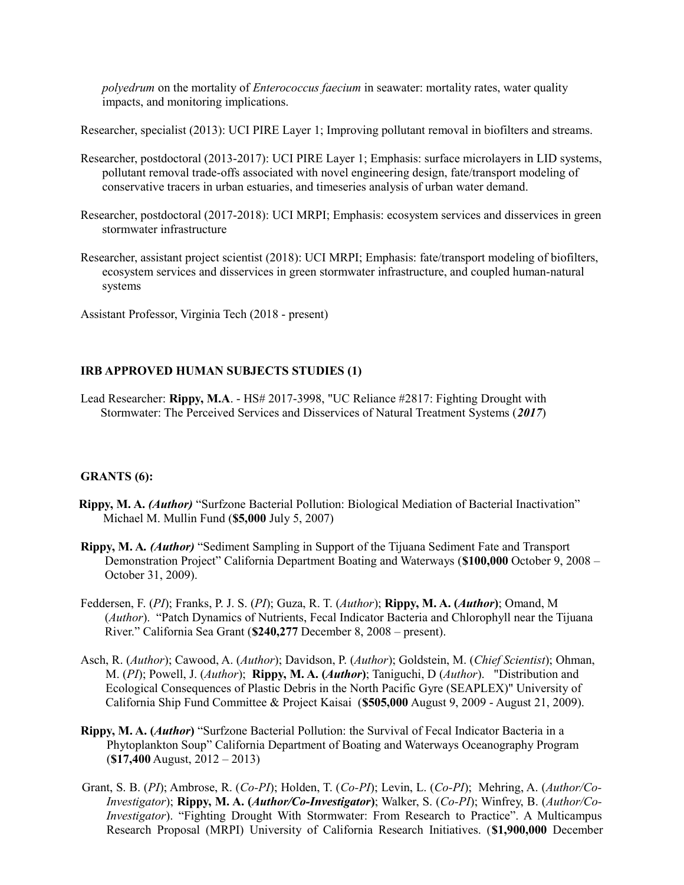*polyedrum* on the mortality of *Enterococcus faecium* in seawater: mortality rates, water quality impacts, and monitoring implications.

Researcher, specialist (2013): UCI PIRE Layer 1; Improving pollutant removal in biofilters and streams.

Researcher, postdoctoral (2013-2017): UCI PIRE Layer 1; Emphasis: surface microlayers in LID systems, pollutant removal trade-offs associated with novel engineering design, fate/transport modeling of conservative tracers in urban estuaries, and timeseries analysis of urban water demand.

Researcher, postdoctoral (2017-2018): UCI MRPI; Emphasis: ecosystem services and disservices in green stormwater infrastructure

Researcher, assistant project scientist (2018): UCI MRPI; Emphasis: fate/transport modeling of biofilters, ecosystem services and disservices in green stormwater infrastructure, and coupled human-natural systems

Assistant Professor, Virginia Tech (2018 - present)

**IRB APPROVED HUMAN SUBJECTS STUDIES (1)**

Lead Researcher: **Rippy, M.A**. - HS# 2017-3998, "UC Reliance #2817: Fighting Drought with Stormwater: The Perceived Services and Disservices of Natural Treatment Systems (***2017***)

**GRANTS (6):**

**Rippy, M. A.** ***(Author)*** "Surfzone Bacterial Pollution: Biological Mediation of Bacterial Inactivation" Michael M. Mullin Fund (**$5,000** July 5, 2007)

**Rippy, M. A.** ***(Author)*** "Sediment Sampling in Support of the Tijuana Sediment Fate and Transport Demonstration Project" California Department Boating and Waterways (**$100,000** October 9, 2008 – October 31, 2009).

Feddersen, F. (*PI*); Franks, P. J. S. (*PI*); Guza, R. T. (*Author*); **Rippy, M. A. (*Author*)**; Omand, M (*Author*). "Patch Dynamics of Nutrients, Fecal Indicator Bacteria and Chlorophyll near the Tijuana River." California Sea Grant (**$240,277** December 8, 2008 – present).

Asch, R. (*Author*); Cawood, A. (*Author*); Davidson, P. (*Author*); Goldstein, M. (*Chief Scientist*); Ohman, M. (*PI*); Powell, J. (*Author*); **Rippy, M. A. (*Author*)**; Taniguchi, D (*Author*). "Distribution and Ecological Consequences of Plastic Debris in the North Pacific Gyre (SEAPLEX)" University of California Ship Fund Committee & Project Kaisai (**$505,000** August 9, 2009 - August 21, 2009).

**Rippy, M. A. (*Author*)** "Surfzone Bacterial Pollution: the Survival of Fecal Indicator Bacteria in a Phytoplankton Soup" California Department of Boating and Waterways Oceanography Program (**$17,400** August, 2012 – 2013)

Grant, S. B. (*PI*); Ambrose, R. (*Co-PI*); Holden, T. (*Co-PI*); Levin, L. (*Co-PI*); Mehring, A. (*Author/Co-Investigator*); **Rippy, M. A. (*Author/Co-Investigator*)**; Walker, S. (*Co-PI*); Winfrey, B. (*Author/Co-Investigator*). "Fighting Drought With Stormwater: From Research to Practice". A Multicampus Research Proposal (MRPI) University of California Research Initiatives. (**$1,900,000** December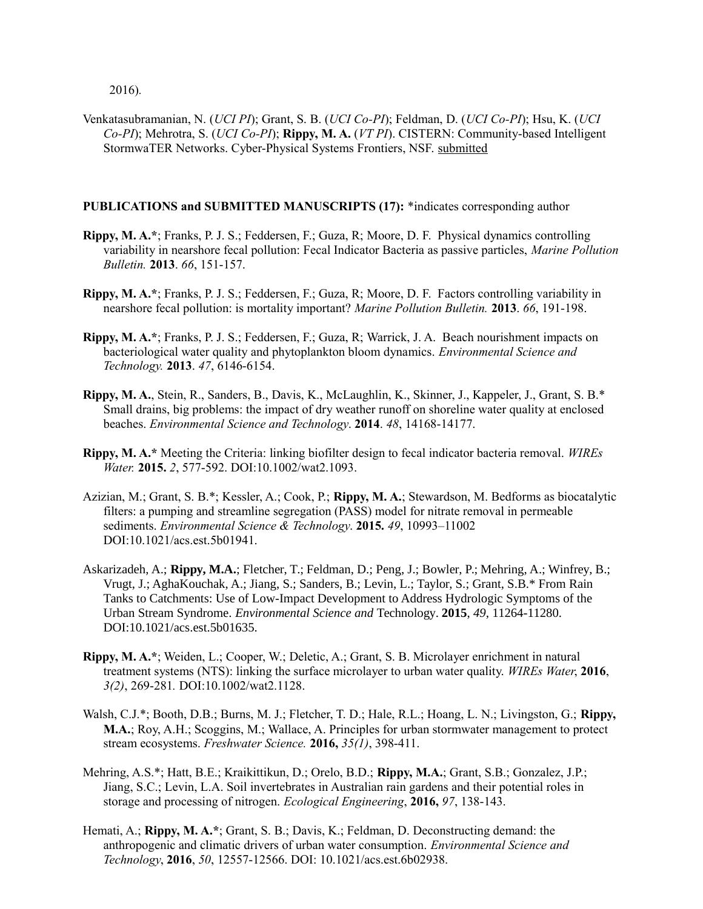2016).

Venkatasubramanian, N. (*UCI PI*); Grant, S. B. (*UCI Co-PI*); Feldman, D. (*UCI Co-PI*); Hsu, K. (*UCI Co-PI*); Mehrotra, S. (*UCI Co-PI*); **Rippy, M. A.** (*VT PI*). CISTERN: Community-based Intelligent StormwaTER Networks. Cyber-Physical Systems Frontiers, NSF. <u>submitted</u>

**PUBLICATIONS and SUBMITTED MANUSCRIPTS (17):** *indicates corresponding author

**Rippy, M. A.***; Franks, P. J. S.; Feddersen, F.; Guza, R; Moore, D. F. Physical dynamics controlling variability in nearshore fecal pollution: Fecal Indicator Bacteria as passive particles, *Marine Pollution Bulletin.* **2013**. *66*, 151-157.

**Rippy, M. A.***; Franks, P. J. S.; Feddersen, F.; Guza, R; Moore, D. F. Factors controlling variability in nearshore fecal pollution: is mortality important? *Marine Pollution Bulletin.* **2013**. *66*, 191-198.

**Rippy, M. A.***; Franks, P. J. S.; Feddersen, F.; Guza, R; Warrick, J. A. Beach nourishment impacts on bacteriological water quality and phytoplankton bloom dynamics. *Environmental Science and Technology.* **2013**. *47*, 6146-6154.

**Rippy, M. A.**, Stein, R., Sanders, B., Davis, K., McLaughlin, K., Skinner, J., Kappeler, J., Grant, S. B.* Small drains, big problems: the impact of dry weather runoff on shoreline water quality at enclosed beaches. *Environmental Science and Technology*. **2014**. *48*, 14168-14177.

**Rippy, M. A.*** Meeting the Criteria: linking biofilter design to fecal indicator bacteria removal. *WIREs Water.* **2015.** *2*, 577-592. DOI:10.1002/wat2.1093.

Azizian, M.; Grant, S. B.*; Kessler, A.; Cook, P.; **Rippy, M. A.**; Stewardson, M. Bedforms as biocatalytic filters: a pumping and streamline segregation (PASS) model for nitrate removal in permeable sediments. *Environmental Science & Technology*. **2015.** *49*, 10993–11002 DOI:10.1021/acs.est.5b01941.

Askarizadeh, A.; **Rippy, M.A.**; Fletcher, T.; Feldman, D.; Peng, J.; Bowler, P.; Mehring, A.; Winfrey, B.; Vrugt, J.; AghaKouchak, A.; Jiang, S.; Sanders, B.; Levin, L.; Taylor, S.; Grant, S.B.* From Rain Tanks to Catchments: Use of Low-Impact Development to Address Hydrologic Symptoms of the Urban Stream Syndrome. *Environmental Science and* Technology. **2015**, *49*, 11264-11280. DOI:10.1021/acs.est.5b01635.

**Rippy, M. A.***; Weiden, L.; Cooper, W.; Deletic, A.; Grant, S. B. Microlayer enrichment in natural treatment systems (NTS): linking the surface microlayer to urban water quality. *WIREs Water*, **2016**, *3(2)*, 269-281. DOI:10.1002/wat2.1128.

Walsh, C.J.*; Booth, D.B.; Burns, M. J.; Fletcher, T. D.; Hale, R.L.; Hoang, L. N.; Livingston, G.; **Rippy, M.A.**; Roy, A.H.; Scoggins, M.; Wallace, A. Principles for urban stormwater management to protect stream ecosystems. *Freshwater Science.* **2016,** *35(1)*, 398-411.

Mehring, A.S.*; Hatt, B.E.; Kraikittikun, D.; Orelo, B.D.; **Rippy, M.A.**; Grant, S.B.; Gonzalez, J.P.; Jiang, S.C.; Levin, L.A. Soil invertebrates in Australian rain gardens and their potential roles in storage and processing of nitrogen. *Ecological Engineering*, **2016,** *97*, 138-143.

Hemati, A.; **Rippy, M. A.***; Grant, S. B.; Davis, K.; Feldman, D. Deconstructing demand: the anthropogenic and climatic drivers of urban water consumption. *Environmental Science and Technology*, **2016**, *50*, 12557-12566. DOI: 10.1021/acs.est.6b02938.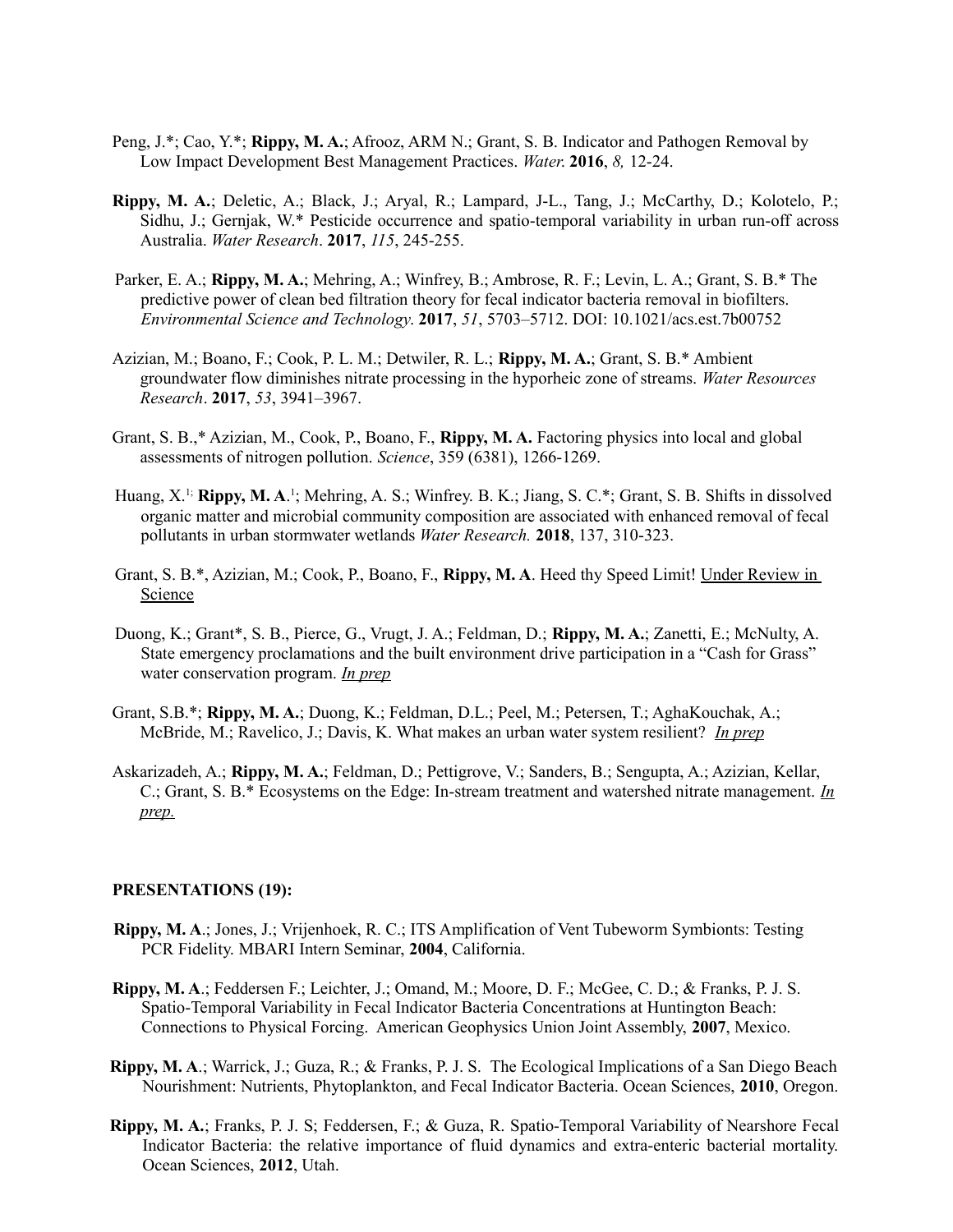Peng, J.*; Cao, Y.*; **Rippy, M. A.**; Afrooz, ARM N.; Grant, S. B. Indicator and Pathogen Removal by Low Impact Development Best Management Practices. *Water.* **2016**, *8,* 12-24.

**Rippy, M. A.**; Deletic, A.; Black, J.; Aryal, R.; Lampard, J-L., Tang, J.; McCarthy, D.; Kolotelo, P.; Sidhu, J.; Gernjak, W.* Pesticide occurrence and spatio-temporal variability in urban run-off across Australia. *Water Research*. **2017**, *115*, 245-255.

Parker, E. A.; **Rippy, M. A.**; Mehring, A.; Winfrey, B.; Ambrose, R. F.; Levin, L. A.; Grant, S. B.* The predictive power of clean bed filtration theory for fecal indicator bacteria removal in biofilters. *Environmental Science and Technology*. **2017**, *51*, 5703–5712. DOI: 10.1021/acs.est.7b00752

Azizian, M.; Boano, F.; Cook, P. L. M.; Detwiler, R. L.; **Rippy, M. A.**; Grant, S. B.* Ambient groundwater flow diminishes nitrate processing in the hyporheic zone of streams. *Water Resources Research*. **2017**, *53*, 3941–3967.

Grant, S. B.,* Azizian, M., Cook, P., Boano, F., **Rippy, M. A.** Factoring physics into local and global assessments of nitrogen pollution. *Science*, 359 (6381), 1266-1269.

Huang, X.[1;] **Rippy, M. A**.[1]; Mehring, A. S.; Winfrey. B. K.; Jiang, S. C.*; Grant, S. B. Shifts in dissolved organic matter and microbial community composition are associated with enhanced removal of fecal pollutants in urban stormwater wetlands *Water Research.* **2018**, 137, 310-323.

Grant, S. B.*, Azizian, M.; Cook, P., Boano, F., **Rippy, M. A**. Heed thy Speed Limit! Under Review in Science

Duong, K.; Grant*, S. B., Pierce, G., Vrugt, J. A.; Feldman, D.; **Rippy, M. A.**; Zanetti, E.; McNulty, A. State emergency proclamations and the built environment drive participation in a "Cash for Grass" water conservation program. *In prep*

Grant, S.B.*; **Rippy, M. A.**; Duong, K.; Feldman, D.L.; Peel, M.; Petersen, T.; AghaKouchak, A.; McBride, M.; Ravelico, J.; Davis, K. What makes an urban water system resilient? *In prep*

Askarizadeh, A.; **Rippy, M. A.**; Feldman, D.; Pettigrove, V.; Sanders, B.; Sengupta, A.; Azizian, Kellar, C.; Grant, S. B.* Ecosystems on the Edge: In-stream treatment and watershed nitrate management. *In prep.*

**PRESENTATIONS (19):**

**Rippy, M. A**.; Jones, J.; Vrijenhoek, R. C.; ITS Amplification of Vent Tubeworm Symbionts: Testing PCR Fidelity. MBARI Intern Seminar, **2004**, California.

**Rippy, M. A**.; Feddersen F.; Leichter, J.; Omand, M.; Moore, D. F.; McGee, C. D.; & Franks, P. J. S. Spatio-Temporal Variability in Fecal Indicator Bacteria Concentrations at Huntington Beach: Connections to Physical Forcing. American Geophysics Union Joint Assembly, **2007**, Mexico.

**Rippy, M. A**.; Warrick, J.; Guza, R.; & Franks, P. J. S. The Ecological Implications of a San Diego Beach Nourishment: Nutrients, Phytoplankton, and Fecal Indicator Bacteria. Ocean Sciences, **2010**, Oregon.

**Rippy, M. A.**; Franks, P. J. S; Feddersen, F.; & Guza, R. Spatio-Temporal Variability of Nearshore Fecal Indicator Bacteria: the relative importance of fluid dynamics and extra-enteric bacterial mortality. Ocean Sciences, **2012**, Utah.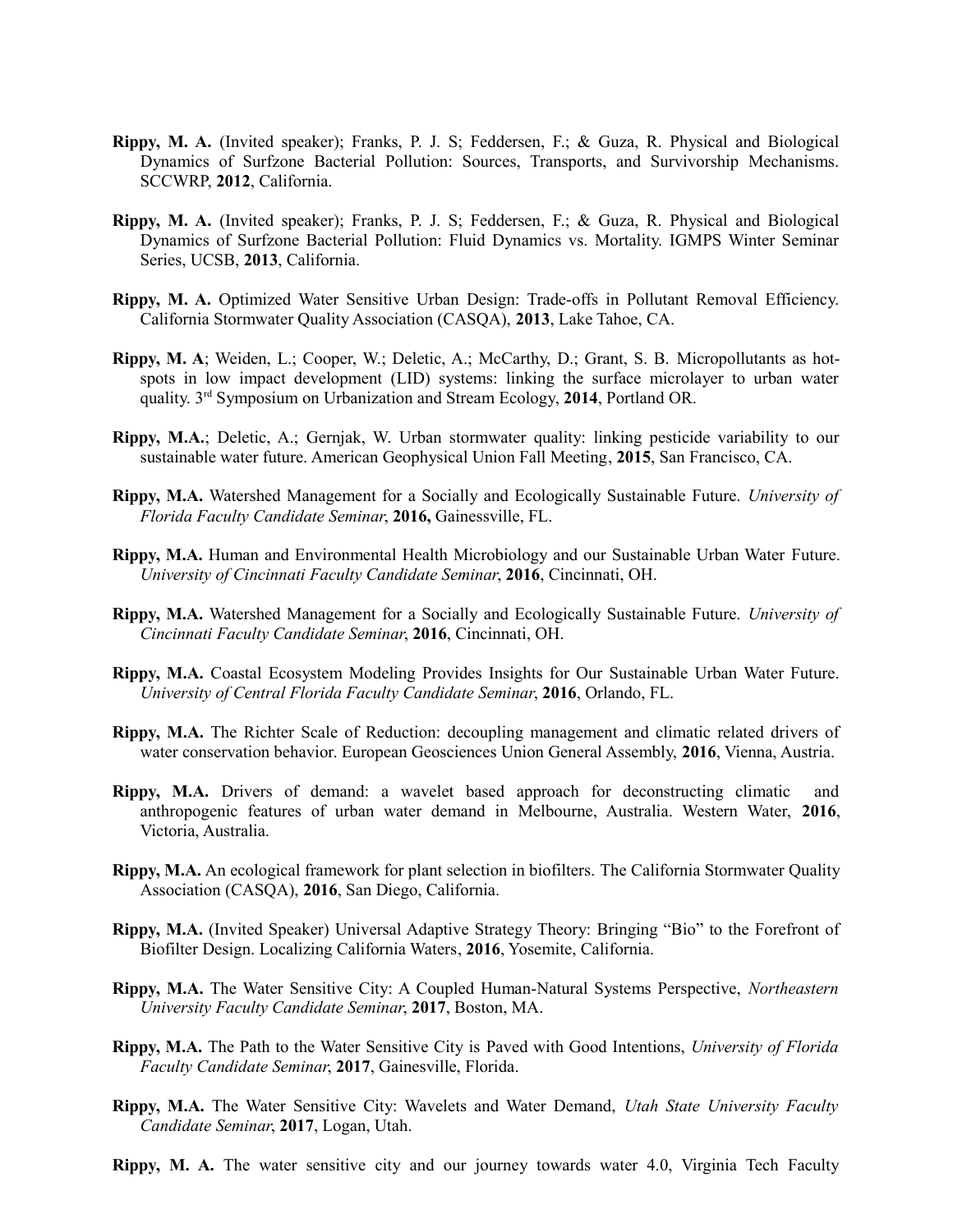**Rippy, M. A.** (Invited speaker); Franks, P. J. S; Feddersen, F.; & Guza, R. Physical and Biological Dynamics of Surfzone Bacterial Pollution: Sources, Transports, and Survivorship Mechanisms. SCCWRP, **2012**, California.

**Rippy, M. A.** (Invited speaker); Franks, P. J. S; Feddersen, F.; & Guza, R. Physical and Biological Dynamics of Surfzone Bacterial Pollution: Fluid Dynamics vs. Mortality. IGMPS Winter Seminar Series, UCSB, **2013**, California.

**Rippy, M. A.** Optimized Water Sensitive Urban Design: Trade-offs in Pollutant Removal Efficiency. California Stormwater Quality Association (CASQA), **2013**, Lake Tahoe, CA.

**Rippy, M. A**; Weiden, L.; Cooper, W.; Deletic, A.; McCarthy, D.; Grant, S. B. Micropollutants as hot-spots in low impact development (LID) systems: linking the surface microlayer to urban water quality. 3rd Symposium on Urbanization and Stream Ecology, **2014**, Portland OR.

**Rippy, M.A.**; Deletic, A.; Gernjak, W. Urban stormwater quality: linking pesticide variability to our sustainable water future. American Geophysical Union Fall Meeting, **2015**, San Francisco, CA.

**Rippy, M.A.** Watershed Management for a Socially and Ecologically Sustainable Future. *University of Florida Faculty Candidate Seminar*, **2016,** Gainessville, FL.

**Rippy, M.A.** Human and Environmental Health Microbiology and our Sustainable Urban Water Future. *University of Cincinnati Faculty Candidate Seminar*, **2016**, Cincinnati, OH.

**Rippy, M.A.** Watershed Management for a Socially and Ecologically Sustainable Future. *University of Cincinnati Faculty Candidate Seminar*, **2016**, Cincinnati, OH.

**Rippy, M.A.** Coastal Ecosystem Modeling Provides Insights for Our Sustainable Urban Water Future. *University of Central Florida Faculty Candidate Seminar*, **2016**, Orlando, FL.

**Rippy, M.A.** The Richter Scale of Reduction: decoupling management and climatic related drivers of water conservation behavior. European Geosciences Union General Assembly, **2016**, Vienna, Austria.

**Rippy, M.A.** Drivers of demand: a wavelet based approach for deconstructing climatic and anthropogenic features of urban water demand in Melbourne, Australia. Western Water, **2016**, Victoria, Australia.

**Rippy, M.A.** An ecological framework for plant selection in biofilters. The California Stormwater Quality Association (CASQA), **2016**, San Diego, California.

**Rippy, M.A.** (Invited Speaker) Universal Adaptive Strategy Theory: Bringing "Bio" to the Forefront of Biofilter Design. Localizing California Waters, **2016**, Yosemite, California.

**Rippy, M.A.** The Water Sensitive City: A Coupled Human-Natural Systems Perspective, *Northeastern University Faculty Candidate Seminar*, **2017**, Boston, MA.

**Rippy, M.A.** The Path to the Water Sensitive City is Paved with Good Intentions, *University of Florida Faculty Candidate Seminar*, **2017**, Gainesville, Florida.

**Rippy, M.A.** The Water Sensitive City: Wavelets and Water Demand, *Utah State University Faculty Candidate Seminar*, **2017**, Logan, Utah.

**Rippy, M. A.** The water sensitive city and our journey towards water 4.0, Virginia Tech Faculty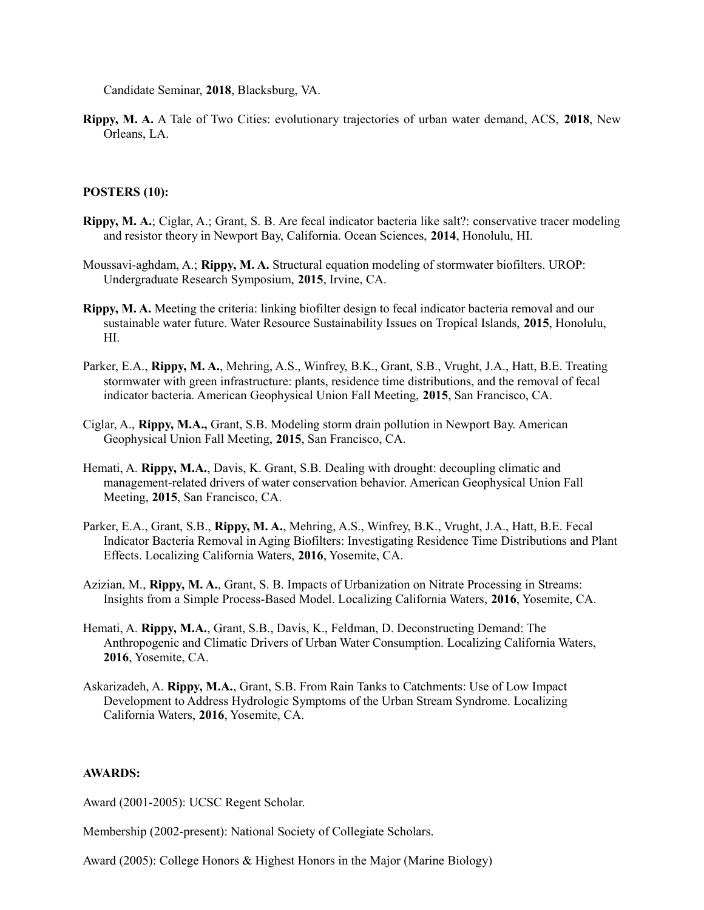Candidate Seminar, **2018**, Blacksburg, VA.

**Rippy, M. A.** A Tale of Two Cities: evolutionary trajectories of urban water demand, ACS, **2018**, New Orleans, LA.

**POSTERS (10):**

**Rippy, M. A.**; Ciglar, A.; Grant, S. B. Are fecal indicator bacteria like salt?: conservative tracer modeling and resistor theory in Newport Bay, California. Ocean Sciences, **2014**, Honolulu, HI.

Moussavi-aghdam, A.; **Rippy, M. A.** Structural equation modeling of stormwater biofilters. UROP: Undergraduate Research Symposium, **2015**, Irvine, CA.

**Rippy, M. A.** Meeting the criteria: linking biofilter design to fecal indicator bacteria removal and our sustainable water future. Water Resource Sustainability Issues on Tropical Islands, **2015**, Honolulu, HI.

Parker, E.A., **Rippy, M. A.**, Mehring, A.S., Winfrey, B.K., Grant, S.B., Vrught, J.A., Hatt, B.E. Treating stormwater with green infrastructure: plants, residence time distributions, and the removal of fecal indicator bacteria. American Geophysical Union Fall Meeting, **2015**, San Francisco, CA.

Ciglar, A., **Rippy, M.A.,** Grant, S.B. Modeling storm drain pollution in Newport Bay. American Geophysical Union Fall Meeting, **2015**, San Francisco, CA.

Hemati, A. **Rippy, M.A.**, Davis, K. Grant, S.B. Dealing with drought: decoupling climatic and management-related drivers of water conservation behavior. American Geophysical Union Fall Meeting, **2015**, San Francisco, CA.

Parker, E.A., Grant, S.B., **Rippy, M. A.**, Mehring, A.S., Winfrey, B.K., Vrught, J.A., Hatt, B.E. Fecal Indicator Bacteria Removal in Aging Biofilters: Investigating Residence Time Distributions and Plant Effects. Localizing California Waters, **2016**, Yosemite, CA.

Azizian, M., **Rippy, M. A.**, Grant, S. B. Impacts of Urbanization on Nitrate Processing in Streams: Insights from a Simple Process-Based Model. Localizing California Waters, **2016**, Yosemite, CA.

Hemati, A. **Rippy, M.A.**, Grant, S.B., Davis, K., Feldman, D. Deconstructing Demand: The Anthropogenic and Climatic Drivers of Urban Water Consumption. Localizing California Waters, **2016**, Yosemite, CA.

Askarizadeh, A. **Rippy, M.A.**, Grant, S.B. From Rain Tanks to Catchments: Use of Low Impact Development to Address Hydrologic Symptoms of the Urban Stream Syndrome. Localizing California Waters, **2016**, Yosemite, CA.

**AWARDS:**

Award (2001-2005): UCSC Regent Scholar.

Membership (2002-present): National Society of Collegiate Scholars.

Award (2005): College Honors & Highest Honors in the Major (Marine Biology)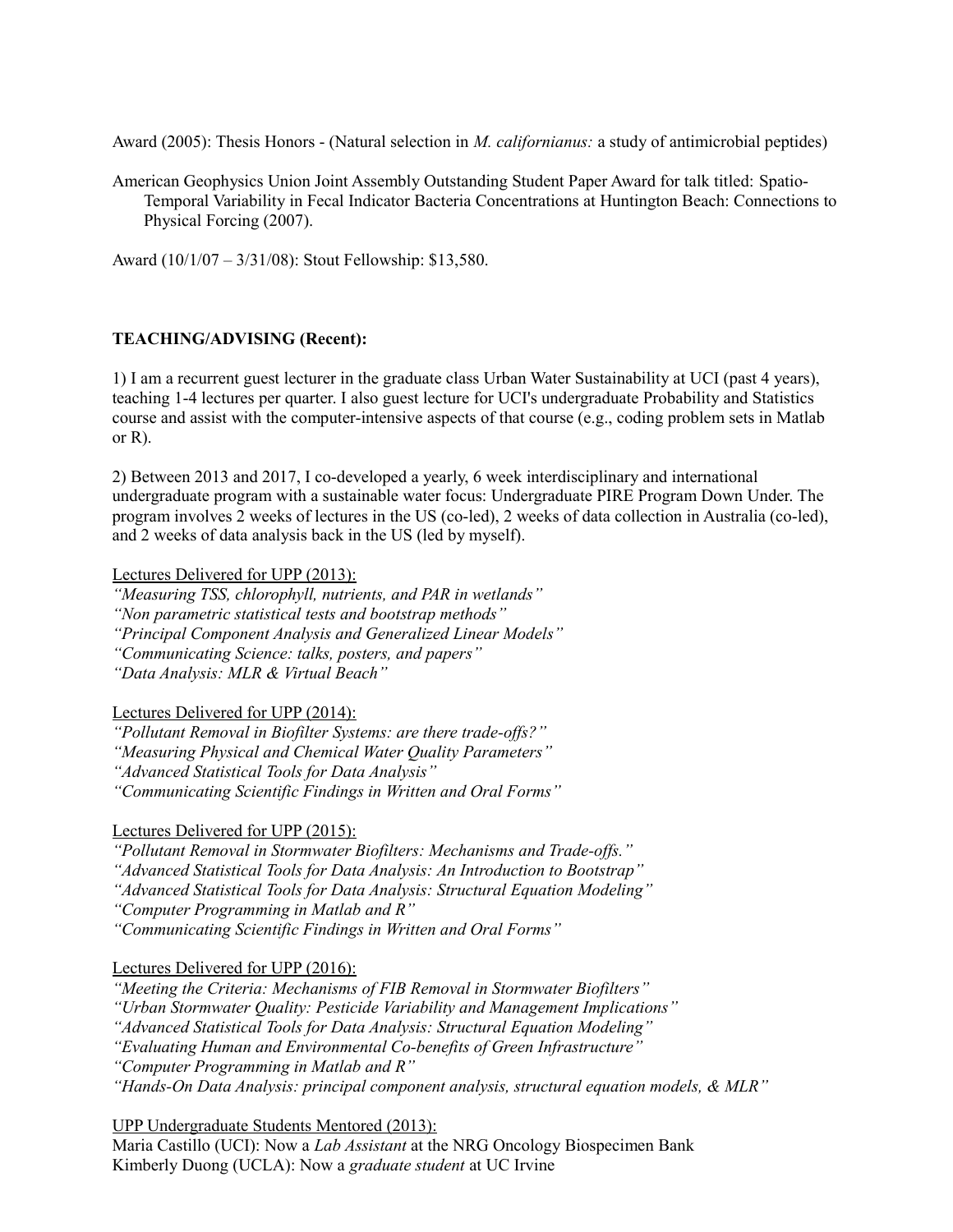Award (2005): Thesis Honors - (Natural selection in *M. californianus:* a study of antimicrobial peptides)

American Geophysics Union Joint Assembly Outstanding Student Paper Award for talk titled: Spatio-Temporal Variability in Fecal Indicator Bacteria Concentrations at Huntington Beach: Connections to Physical Forcing (2007).

Award (10/1/07 – 3/31/08): Stout Fellowship: $13,580.

**TEACHING/ADVISING (Recent):**

1) I am a recurrent guest lecturer in the graduate class Urban Water Sustainability at UCI (past 4 years), teaching 1-4 lectures per quarter. I also guest lecture for UCI's undergraduate Probability and Statistics course and assist with the computer-intensive aspects of that course (e.g., coding problem sets in Matlab or R).

2) Between 2013 and 2017, I co-developed a yearly, 6 week interdisciplinary and international undergraduate program with a sustainable water focus: Undergraduate PIRE Program Down Under. The program involves 2 weeks of lectures in the US (co-led), 2 weeks of data collection in Australia (co-led), and 2 weeks of data analysis back in the US (led by myself).

<u>Lectures Delivered for UPP (2013):</u>
*"Measuring TSS, chlorophyll, nutrients, and PAR in wetlands"*
*"Non parametric statistical tests and bootstrap methods"*
*"Principal Component Analysis and Generalized Linear Models"*
*"Communicating Science: talks, posters, and papers"*
*"Data Analysis: MLR & Virtual Beach"*

<u>Lectures Delivered for UPP (2014):</u>
*"Pollutant Removal in Biofilter Systems: are there trade-offs?"*
*"Measuring Physical and Chemical Water Quality Parameters"*
*"Advanced Statistical Tools for Data Analysis"*
*"Communicating Scientific Findings in Written and Oral Forms"*

<u>Lectures Delivered for UPP (2015):</u>
*"Pollutant Removal in Stormwater Biofilters: Mechanisms and Trade-offs."*
*"Advanced Statistical Tools for Data Analysis: An Introduction to Bootstrap"*
*"Advanced Statistical Tools for Data Analysis: Structural Equation Modeling"*
*"Computer Programming in Matlab and R"*
*"Communicating Scientific Findings in Written and Oral Forms"*

<u>Lectures Delivered for UPP (2016):</u>
*"Meeting the Criteria: Mechanisms of FIB Removal in Stormwater Biofilters"*
*"Urban Stormwater Quality: Pesticide Variability and Management Implications"*
*"Advanced Statistical Tools for Data Analysis: Structural Equation Modeling"*
*"Evaluating Human and Environmental Co-benefits of Green Infrastructure"*
*"Computer Programming in Matlab and R"*
*"Hands-On Data Analysis: principal component analysis, structural equation models, & MLR"*

<u>UPP Undergraduate Students Mentored (2013):</u>
Maria Castillo (UCI): Now a *Lab Assistant* at the NRG Oncology Biospecimen Bank
Kimberly Duong (UCLA): Now a *graduate student* at UC Irvine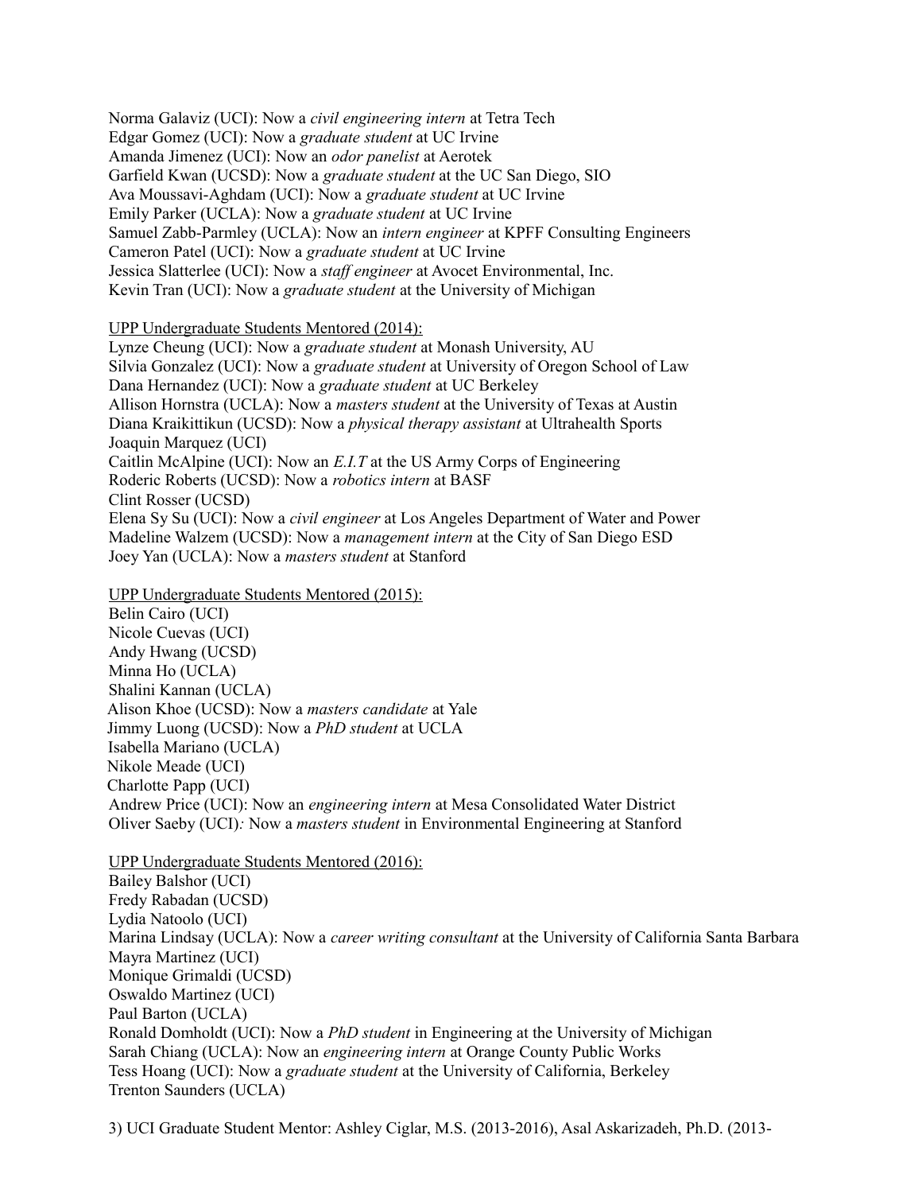Norma Galaviz (UCI): Now a *civil engineering intern* at Tetra Tech
Edgar Gomez (UCI): Now a *graduate student* at UC Irvine
Amanda Jimenez (UCI): Now an *odor panelist* at Aerotek
Garfield Kwan (UCSD): Now a *graduate student* at the UC San Diego, SIO
Ava Moussavi-Aghdam (UCI): Now a *graduate student* at UC Irvine
Emily Parker (UCLA): Now a *graduate student* at UC Irvine
Samuel Zabb-Parmley (UCLA): Now an *intern engineer* at KPFF Consulting Engineers
Cameron Patel (UCI): Now a *graduate student* at UC Irvine
Jessica Slatterlee (UCI): Now a *staff engineer* at Avocet Environmental, Inc.
Kevin Tran (UCI): Now a *graduate student* at the University of Michigan

<u>UPP Undergraduate Students Mentored (2014):</u>
Lynze Cheung (UCI): Now a *graduate student* at Monash University, AU
Silvia Gonzalez (UCI): Now a *graduate student* at University of Oregon School of Law
Dana Hernandez (UCI): Now a *graduate student* at UC Berkeley
Allison Hornstra (UCLA): Now a *masters student* at the University of Texas at Austin
Diana Kraikittikun (UCSD): Now a *physical therapy assistant* at Ultrahealth Sports
Joaquin Marquez (UCI)
Caitlin McAlpine (UCI): Now an *E.I.T* at the US Army Corps of Engineering
Roderic Roberts (UCSD): Now a *robotics intern* at BASF
Clint Rosser (UCSD)
Elena Sy Su (UCI): Now a *civil engineer* at Los Angeles Department of Water and Power
Madeline Walzem (UCSD): Now a *management intern* at the City of San Diego ESD
Joey Yan (UCLA): Now a *masters student* at Stanford

<u>UPP Undergraduate Students Mentored (2015):</u>
Belin Cairo (UCI)
Nicole Cuevas (UCI)
Andy Hwang (UCSD)
Minna Ho (UCLA)
Shalini Kannan (UCLA)
Alison Khoe (UCSD): Now a *masters candidate* at Yale
Jimmy Luong (UCSD): Now a *PhD student* at UCLA
Isabella Mariano (UCLA)
Nikole Meade (UCI)
Charlotte Papp (UCI)
Andrew Price (UCI): Now an *engineering intern* at Mesa Consolidated Water District
Oliver Saeby (UCI): Now a *masters student* in Environmental Engineering at Stanford

<u>UPP Undergraduate Students Mentored (2016):</u>
Bailey Balshor (UCI)
Fredy Rabadan (UCSD)
Lydia Natoolo (UCI)
Marina Lindsay (UCLA): Now a *career writing consultant* at the University of California Santa Barbara
Mayra Martinez (UCI)
Monique Grimaldi (UCSD)
Oswaldo Martinez (UCI)
Paul Barton (UCLA)
Ronald Domholdt (UCI): Now a *PhD student* in Engineering at the University of Michigan
Sarah Chiang (UCLA): Now an *engineering intern* at Orange County Public Works
Tess Hoang (UCI): Now a *graduate student* at the University of California, Berkeley
Trenton Saunders (UCLA)

3) UCI Graduate Student Mentor: Ashley Ciglar, M.S. (2013-2016), Asal Askarizadeh, Ph.D. (2013-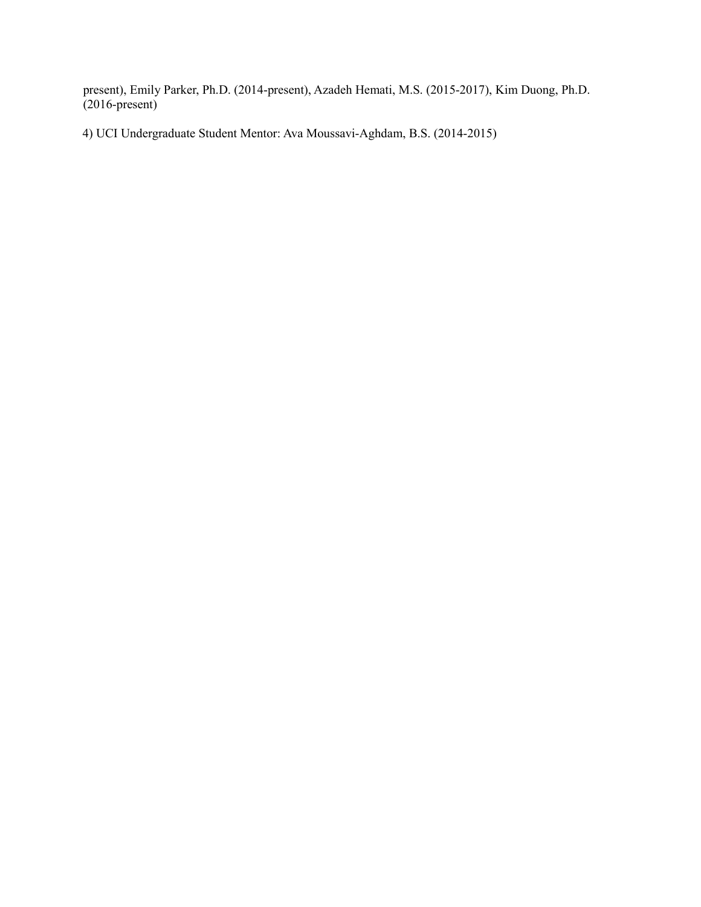present), Emily Parker, Ph.D. (2014-present), Azadeh Hemati, M.S. (2015-2017), Kim Duong, Ph.D. (2016-present)

4) UCI Undergraduate Student Mentor: Ava Moussavi-Aghdam, B.S. (2014-2015)